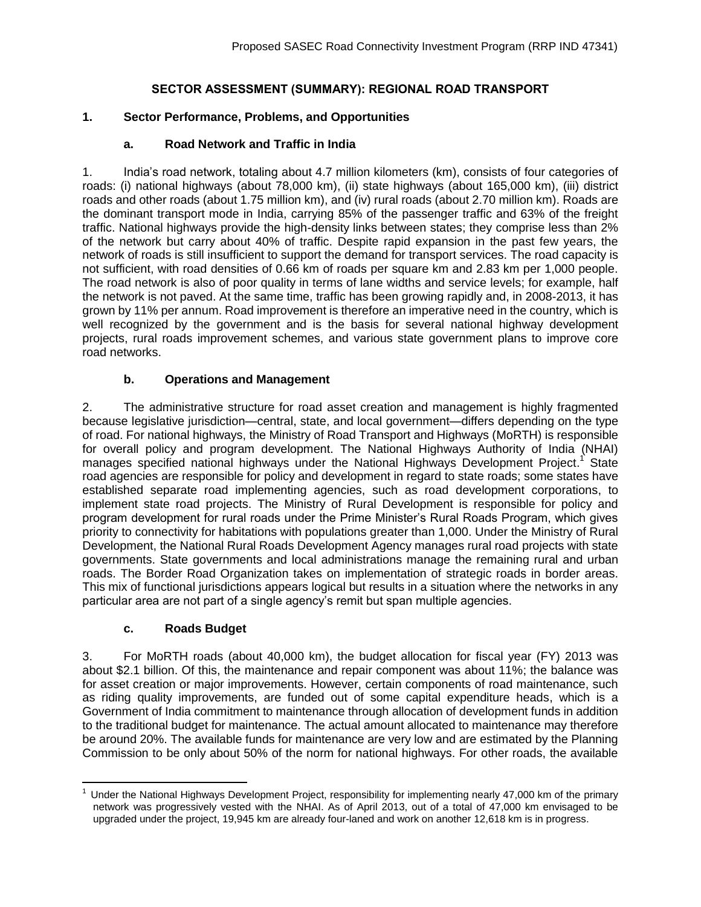# SECTOR ASSESSMENT (SUMMARY): REGIONAL ROAD TRANSPORT

## 1. Sector Performance, Problems, and Opportunities

### a. Road Network and Traffic in India

1. India's road network, totaling about 4.7 million kilometers (km), consists of four categories of roads: (i) national highways (about 78,000 km), (ii) state highways (about 165,000 km), (iii) district roads and other roads (about 1.75 million km), and (iv) rural roads (about 2.70 million km). Roads are the dominant transport mode in India, carrying 85% of the passenger traffic and 63% of the freight traffic. National highways provide the high-density links between states; they comprise less than 2% of the network but carry about 40% of traffic. Despite rapid expansion in the past few years, the network of roads is still insufficient to support the demand for transport services. The road capacity is not sufficient, with road densities of 0.66 km of roads per square km and 2.83 km per 1,000 people. The road network is also of poor quality in terms of lane widths and service levels; for example, half the network is not paved. At the same time, traffic has been growing rapidly and, in 2008-2013, it has grown by 11% per annum. Road improvement is therefore an imperative need in the country, which is well recognized by the government and is the basis for several national highway development projects, rural roads improvement schemes, and various state government plans to improve core road networks.

### b. Operations and Management

2. The administrative structure for road asset creation and management is highly fragmented because legislative jurisdiction—central, state, and local government—differs depending on the type of road. For national highways, the Ministry of Road Transport and Highways (MoRTH) is responsible for overall policy and program development. The National Highways Authority of India (NHAI) manages specified national highways under the National Highways Development Project.[1] State road agencies are responsible for policy and development in regard to state roads; some states have established separate road implementing agencies, such as road development corporations, to implement state road projects. The Ministry of Rural Development is responsible for policy and program development for rural roads under the Prime Minister's Rural Roads Program, which gives priority to connectivity for habitations with populations greater than 1,000. Under the Ministry of Rural Development, the National Rural Roads Development Agency manages rural road projects with state governments. State governments and local administrations manage the remaining rural and urban roads. The Border Road Organization takes on implementation of strategic roads in border areas. This mix of functional jurisdictions appears logical but results in a situation where the networks in any particular area are not part of a single agency's remit but span multiple agencies.

### c. Roads Budget

3. For MoRTH roads (about 40,000 km), the budget allocation for fiscal year (FY) 2013 was about $2.1 billion. Of this, the maintenance and repair component was about 11%; the balance was for asset creation or major improvements. However, certain components of road maintenance, such as riding quality improvements, are funded out of some capital expenditure heads, which is a Government of India commitment to maintenance through allocation of development funds in addition to the traditional budget for maintenance. The actual amount allocated to maintenance may therefore be around 20%. The available funds for maintenance are very low and are estimated by the Planning Commission to be only about 50% of the norm for national highways. For other roads, the available

---

[1] Under the National Highways Development Project, responsibility for implementing nearly 47,000 km of the primary network was progressively vested with the NHAI. As of April 2013, out of a total of 47,000 km envisaged to be upgraded under the project, 19,945 km are already four-laned and work on another 12,618 km is in progress.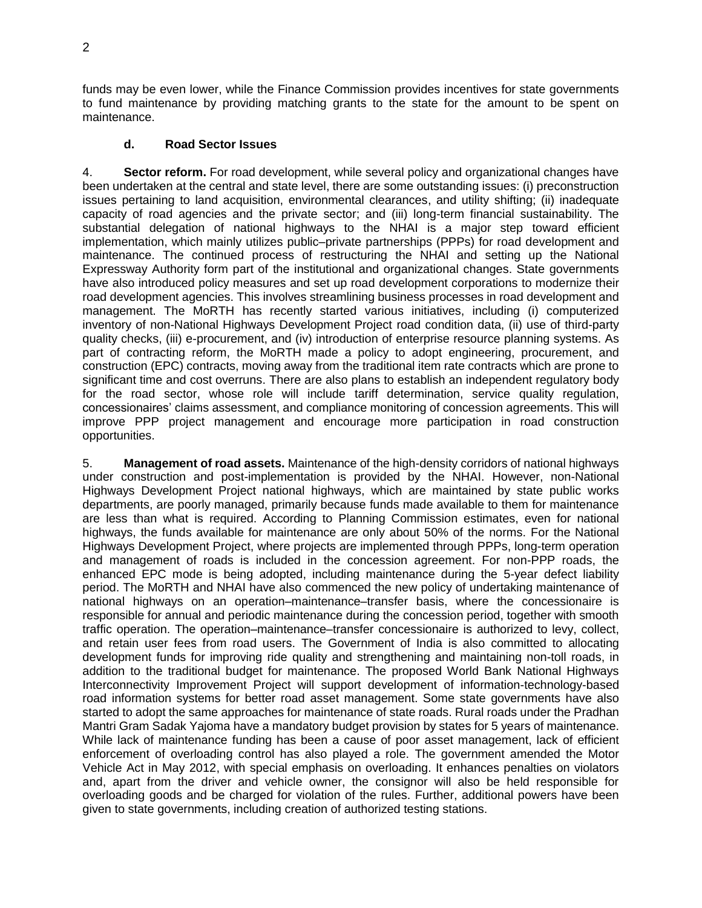funds may be even lower, while the Finance Commission provides incentives for state governments to fund maintenance by providing matching grants to the state for the amount to be spent on maintenance.

#### d. Road Sector Issues

4. **Sector reform.** For road development, while several policy and organizational changes have been undertaken at the central and state level, there are some outstanding issues: (i) preconstruction issues pertaining to land acquisition, environmental clearances, and utility shifting; (ii) inadequate capacity of road agencies and the private sector; and (iii) long-term financial sustainability. The substantial delegation of national highways to the NHAI is a major step toward efficient implementation, which mainly utilizes public–private partnerships (PPPs) for road development and maintenance. The continued process of restructuring the NHAI and setting up the National Expressway Authority form part of the institutional and organizational changes. State governments have also introduced policy measures and set up road development corporations to modernize their road development agencies. This involves streamlining business processes in road development and management. The MoRTH has recently started various initiatives, including (i) computerized inventory of non-National Highways Development Project road condition data, (ii) use of third-party quality checks, (iii) e-procurement, and (iv) introduction of enterprise resource planning systems. As part of contracting reform, the MoRTH made a policy to adopt engineering, procurement, and construction (EPC) contracts, moving away from the traditional item rate contracts which are prone to significant time and cost overruns. There are also plans to establish an independent regulatory body for the road sector, whose role will include tariff determination, service quality regulation, concessionaires' claims assessment, and compliance monitoring of concession agreements. This will improve PPP project management and encourage more participation in road construction opportunities.

5. **Management of road assets.** Maintenance of the high-density corridors of national highways under construction and post-implementation is provided by the NHAI. However, non-National Highways Development Project national highways, which are maintained by state public works departments, are poorly managed, primarily because funds made available to them for maintenance are less than what is required. According to Planning Commission estimates, even for national highways, the funds available for maintenance are only about 50% of the norms. For the National Highways Development Project, where projects are implemented through PPPs, long-term operation and management of roads is included in the concession agreement. For non-PPP roads, the enhanced EPC mode is being adopted, including maintenance during the 5-year defect liability period. The MoRTH and NHAI have also commenced the new policy of undertaking maintenance of national highways on an operation–maintenance–transfer basis, where the concessionaire is responsible for annual and periodic maintenance during the concession period, together with smooth traffic operation. The operation–maintenance–transfer concessionaire is authorized to levy, collect, and retain user fees from road users. The Government of India is also committed to allocating development funds for improving ride quality and strengthening and maintaining non-toll roads, in addition to the traditional budget for maintenance. The proposed World Bank National Highways Interconnectivity Improvement Project will support development of information-technology-based road information systems for better road asset management. Some state governments have also started to adopt the same approaches for maintenance of state roads. Rural roads under the Pradhan Mantri Gram Sadak Yajoma have a mandatory budget provision by states for 5 years of maintenance. While lack of maintenance funding has been a cause of poor asset management, lack of efficient enforcement of overloading control has also played a role. The government amended the Motor Vehicle Act in May 2012, with special emphasis on overloading. It enhances penalties on violators and, apart from the driver and vehicle owner, the consignor will also be held responsible for overloading goods and be charged for violation of the rules. Further, additional powers have been given to state governments, including creation of authorized testing stations.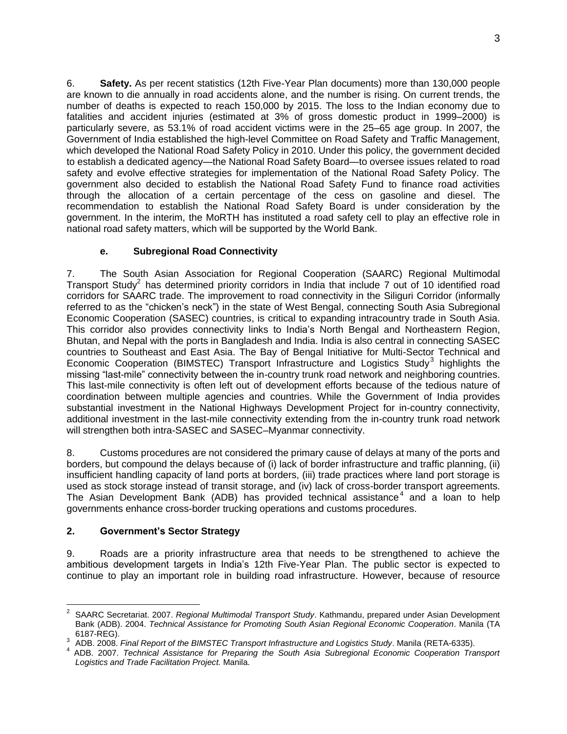6. **Safety.** As per recent statistics (12th Five-Year Plan documents) more than 130,000 people are known to die annually in road accidents alone, and the number is rising. On current trends, the number of deaths is expected to reach 150,000 by 2015. The loss to the Indian economy due to fatalities and accident injuries (estimated at 3% of gross domestic product in 1999–2000) is particularly severe, as 53.1% of road accident victims were in the 25–65 age group. In 2007, the Government of India established the high-level Committee on Road Safety and Traffic Management, which developed the National Road Safety Policy in 2010. Under this policy, the government decided to establish a dedicated agency—the National Road Safety Board—to oversee issues related to road safety and evolve effective strategies for implementation of the National Road Safety Policy. The government also decided to establish the National Road Safety Fund to finance road activities through the allocation of a certain percentage of the cess on gasoline and diesel. The recommendation to establish the National Road Safety Board is under consideration by the government. In the interim, the MoRTH has instituted a road safety cell to play an effective role in national road safety matters, which will be supported by the World Bank.

#### e. Subregional Road Connectivity

7. The South Asian Association for Regional Cooperation (SAARC) Regional Multimodal Transport Study[2] has determined priority corridors in India that include 7 out of 10 identified road corridors for SAARC trade. The improvement to road connectivity in the Siliguri Corridor (informally referred to as the "chicken's neck") in the state of West Bengal, connecting South Asia Subregional Economic Cooperation (SASEC) countries, is critical to expanding intracountry trade in South Asia. This corridor also provides connectivity links to India's North Bengal and Northeastern Region, Bhutan, and Nepal with the ports in Bangladesh and India. India is also central in connecting SASEC countries to Southeast and East Asia. The Bay of Bengal Initiative for Multi-Sector Technical and Economic Cooperation (BIMSTEC) Transport Infrastructure and Logistics Study[3] highlights the missing "last-mile" connectivity between the in-country trunk road network and neighboring countries. This last-mile connectivity is often left out of development efforts because of the tedious nature of coordination between multiple agencies and countries. While the Government of India provides substantial investment in the National Highways Development Project for in-country connectivity, additional investment in the last-mile connectivity extending from the in-country trunk road network will strengthen both intra-SASEC and SASEC–Myanmar connectivity.

8. Customs procedures are not considered the primary cause of delays at many of the ports and borders, but compound the delays because of (i) lack of border infrastructure and traffic planning, (ii) insufficient handling capacity of land ports at borders, (iii) trade practices where land port storage is used as stock storage instead of transit storage, and (iv) lack of cross-border transport agreements. The Asian Development Bank (ADB) has provided technical assistance[4] and a loan to help governments enhance cross-border trucking operations and customs procedures.

### 2. Government's Sector Strategy

9. Roads are a priority infrastructure area that needs to be strengthened to achieve the ambitious development targets in India's 12th Five-Year Plan. The public sector is expected to continue to play an important role in building road infrastructure. However, because of resource

---

[2] SAARC Secretariat. 2007. *Regional Multimodal Transport Study*. Kathmandu, prepared under Asian Development Bank (ADB). 2004. *Technical Assistance for Promoting South Asian Regional Economic Cooperation*. Manila (TA 6187-REG).

[3] ADB. 2008. *Final Report of the BIMSTEC Transport Infrastructure and Logistics Study*. Manila (RETA-6335).

[4] ADB. 2007. *Technical Assistance for Preparing the South Asia Subregional Economic Cooperation Transport Logistics and Trade Facilitation Project.* Manila.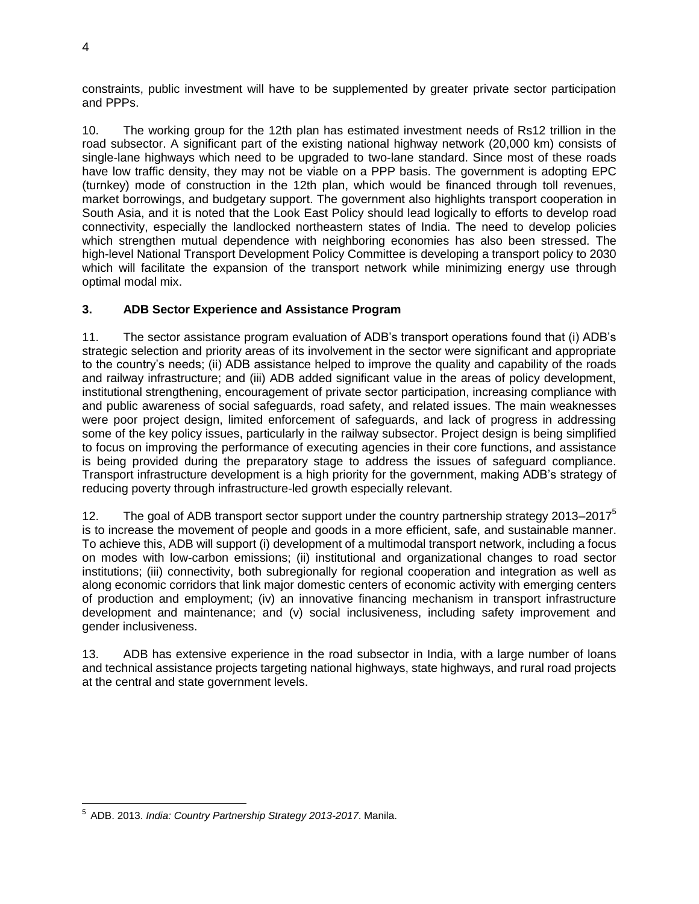constraints, public investment will have to be supplemented by greater private sector participation and PPPs.

10. The working group for the 12th plan has estimated investment needs of Rs12 trillion in the road subsector. A significant part of the existing national highway network (20,000 km) consists of single-lane highways which need to be upgraded to two-lane standard. Since most of these roads have low traffic density, they may not be viable on a PPP basis. The government is adopting EPC (turnkey) mode of construction in the 12th plan, which would be financed through toll revenues, market borrowings, and budgetary support. The government also highlights transport cooperation in South Asia, and it is noted that the Look East Policy should lead logically to efforts to develop road connectivity, especially the landlocked northeastern states of India. The need to develop policies which strengthen mutual dependence with neighboring economies has also been stressed. The high-level National Transport Development Policy Committee is developing a transport policy to 2030 which will facilitate the expansion of the transport network while minimizing energy use through optimal modal mix.

### 3. ADB Sector Experience and Assistance Program

11. The sector assistance program evaluation of ADB's transport operations found that (i) ADB's strategic selection and priority areas of its involvement in the sector were significant and appropriate to the country's needs; (ii) ADB assistance helped to improve the quality and capability of the roads and railway infrastructure; and (iii) ADB added significant value in the areas of policy development, institutional strengthening, encouragement of private sector participation, increasing compliance with and public awareness of social safeguards, road safety, and related issues. The main weaknesses were poor project design, limited enforcement of safeguards, and lack of progress in addressing some of the key policy issues, particularly in the railway subsector. Project design is being simplified to focus on improving the performance of executing agencies in their core functions, and assistance is being provided during the preparatory stage to address the issues of safeguard compliance. Transport infrastructure development is a high priority for the government, making ADB's strategy of reducing poverty through infrastructure-led growth especially relevant.

12. The goal of ADB transport sector support under the country partnership strategy 2013–2017[5] is to increase the movement of people and goods in a more efficient, safe, and sustainable manner. To achieve this, ADB will support (i) development of a multimodal transport network, including a focus on modes with low-carbon emissions; (ii) institutional and organizational changes to road sector institutions; (iii) connectivity, both subregionally for regional cooperation and integration as well as along economic corridors that link major domestic centers of economic activity with emerging centers of production and employment; (iv) an innovative financing mechanism in transport infrastructure development and maintenance; and (v) social inclusiveness, including safety improvement and gender inclusiveness.

13. ADB has extensive experience in the road subsector in India, with a large number of loans and technical assistance projects targeting national highways, state highways, and rural road projects at the central and state government levels.

---

[5] ADB. 2013. *India: Country Partnership Strategy 2013-2017*. Manila.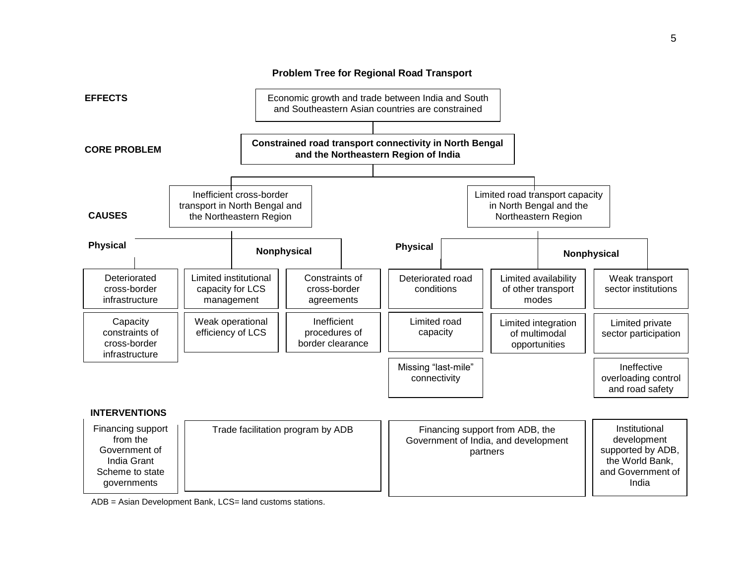## Problem Tree for Regional Road Transport

**EFFECTS**

Economic growth and trade between India and South and Southeastern Asian countries are constrained

**CORE PROBLEM**

**Constrained road transport connectivity in North Bengal and the Northeastern Region of India**

**CAUSES**

| Inefficient cross-border transport in North Bengal and the Northeastern Region | | | Limited road transport capacity in North Bengal and the Northeastern Region | | |
|---|---|---|---|---|---|
| **Physical** | **Nonphysical** | | **Physical** | **Nonphysical** | |
| Deteriorated cross-border infrastructure | Limited institutional capacity for LCS management | Constraints of cross-border agreements | Deteriorated road conditions | Limited availability of other transport modes | Weak transport sector institutions |
| Capacity constraints of cross-border infrastructure | Weak operational efficiency of LCS | Inefficient procedures of border clearance | Limited road capacity | Limited integration of multimodal opportunities | Limited private sector participation |
| | | | Missing "last-mile" connectivity | | Ineffective overloading control and road safety |

**INTERVENTIONS**

| Financing support from the Government of India Grant Scheme to state governments | Trade facilitation program by ADB | | Financing support from ADB, the Government of India, and development partners | | Institutional development supported by ADB, the World Bank, and Government of India |
|---|---|---|---|---|---|

ADB = Asian Development Bank, LCS= land customs stations.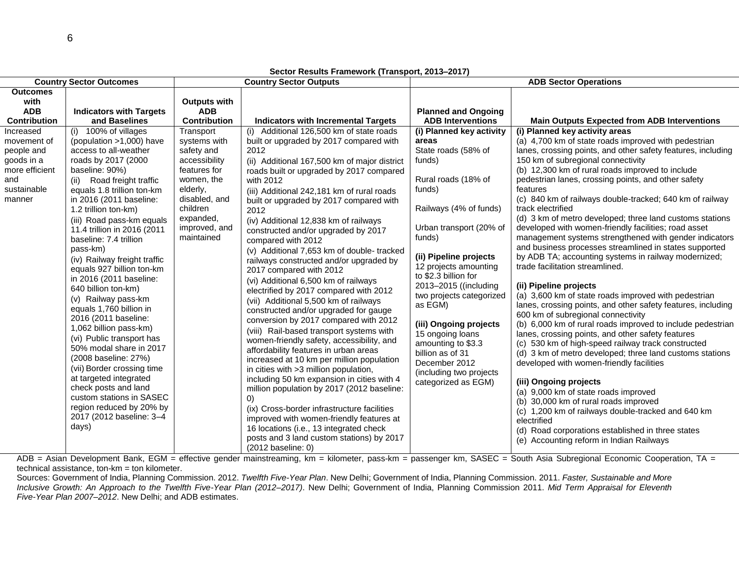**Sector Results Framework (Transport, 2013–2017)**

| Country Sector Outcomes | | Country Sector Outputs | | ADB Sector Operations | |
|---|---|---|---|---|---|
| **Outcomes with ADB Contribution** | **Indicators with Targets and Baselines** | **Outputs with ADB Contribution** | **Indicators with Incremental Targets** | **Planned and Ongoing ADB Interventions** | **Main Outputs Expected from ADB Interventions** |
| Increased movement of people and goods in a more efficient and sustainable manner | (i) 100% of villages (population >1,000) have access to all-weather roads by 2017 (2000 baseline: 90%)<br>(ii) Road freight traffic equals 1.8 trillion ton-km in 2016 (2011 baseline: 1.2 trillion ton-km)<br>(iii) Road pass-km equals 11.4 trillion in 2016 (2011 baseline: 7.4 trillion pass-km)<br>(iv) Railway freight traffic equals 927 billion ton-km in 2016 (2011 baseline: 640 billion ton-km)<br>(v) Railway pass-km equals 1,760 billion in 2016 (2011 baseline: 1,062 billion pass-km)<br>(vi) Public transport has 50% modal share in 2017 (2008 baseline: 27%)<br>(vii) Border crossing time at targeted integrated check posts and land custom stations in SASEC region reduced by 20% by 2017 (2012 baseline: 3–4 days) | Transport systems with safety and accessibility features for women, the elderly, disabled, and children expanded, improved, and maintained | (i) Additional 126,500 km of state roads built or upgraded by 2017 compared with 2012<br>(ii) Additional 167,500 km of major district roads built or upgraded by 2017 compared with 2012<br>(iii) Additional 242,181 km of rural roads built or upgraded by 2017 compared with 2012<br>(iv) Additional 12,838 km of railways constructed and/or upgraded by 2017 compared with 2012<br>(v) Additional 7,653 km of double- tracked railways constructed and/or upgraded by 2017 compared with 2012<br>(vi) Additional 6,500 km of railways electrified by 2017 compared with 2012<br>(vii) Additional 5,500 km of railways constructed and/or upgraded for gauge conversion by 2017 compared with 2012<br>(viii) Rail-based transport systems with women-friendly safety, accessibility, and affordability features in urban areas increased at 10 km per million population in cities with >3 million population, including 50 km expansion in cities with 4 million population by 2017 (2012 baseline: 0)<br>(ix) Cross-border infrastructure facilities improved with women-friendly features at 16 locations (i.e., 13 integrated check posts and 3 land custom stations) by 2017 (2012 baseline: 0) | **(i) Planned key activity areas**<br>State roads (58% of funds)<br>Rural roads (18% of funds)<br>Railways (4% of funds)<br>Urban transport (20% of funds)<br>**(ii) Pipeline projects**<br>12 projects amounting to $2.3 billion for 2013–2015 ((including two projects categorized as EGM)<br>**(iii) Ongoing projects**<br>15 ongoing loans amounting to $3.3 billion as of 31 December 2012 (including two projects categorized as EGM) | **(i) Planned key activity areas**<br>(a) 4,700 km of state roads improved with pedestrian lanes, crossing points, and other safety features, including 150 km of subregional connectivity<br>(b) 12,300 km of rural roads improved to include pedestrian lanes, crossing points, and other safety features<br>(c) 840 km of railways double-tracked; 640 km of railway track electrified<br>(d) 3 km of metro developed; three land customs stations developed with women-friendly facilities; road asset management systems strengthened with gender indicators and business processes streamlined in states supported by ADB TA; accounting systems in railway modernized; trade facilitation streamlined.<br>**(ii) Pipeline projects**<br>(a) 3,600 km of state roads improved with pedestrian lanes, crossing points, and other safety features, including 600 km of subregional connectivity<br>(b) 6,000 km of rural roads improved to include pedestrian lanes, crossing points, and other safety features<br>(c) 530 km of high-speed railway track constructed<br>(d) 3 km of metro developed; three land customs stations developed with women-friendly facilities<br>**(iii) Ongoing projects**<br>(a) 9,000 km of state roads improved<br>(b) 30,000 km of rural roads improved<br>(c) 1,200 km of railways double-tracked and 640 km electrified<br>(d) Road corporations established in three states<br>(e) Accounting reform in Indian Railways |

ADB = Asian Development Bank, EGM = effective gender mainstreaming, km = kilometer, pass-km = passenger km, SASEC = South Asia Subregional Economic Cooperation, TA = technical assistance, ton-km = ton kilometer.

Sources: Government of India, Planning Commission. 2012. *Twelfth Five-Year Plan*. New Delhi; Government of India, Planning Commission. 2011. *Faster, Sustainable and More Inclusive Growth: An Approach to the Twelfth Five-Year Plan (2012–2017)*. New Delhi; Government of India, Planning Commission 2011. *Mid Term Appraisal for Eleventh Five-Year Plan 2007–2012*. New Delhi; and ADB estimates.